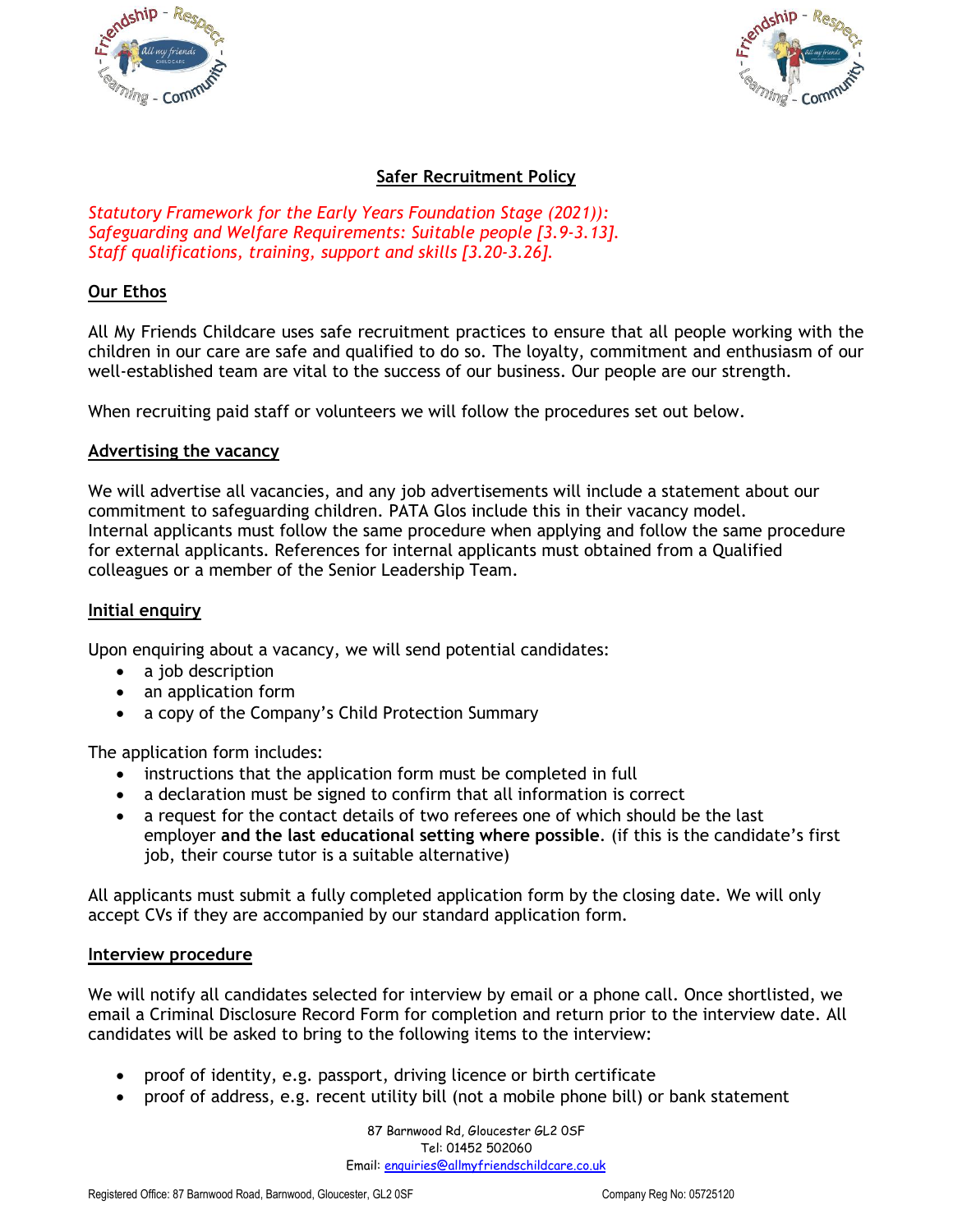# Safer Recruitment Policy

*Statutory Framework for the Early Years Foundation Stage (2021)):*
*Safeguarding and Welfare Requirements: Suitable people [3.9-3.13].*
*Staff qualifications, training, support and skills [3.20-3.26].*

## Our Ethos

All My Friends Childcare uses safe recruitment practices to ensure that all people working with the children in our care are safe and qualified to do so. The loyalty, commitment and enthusiasm of our well-established team are vital to the success of our business. Our people are our strength.

When recruiting paid staff or volunteers we will follow the procedures set out below.

## Advertising the vacancy

We will advertise all vacancies, and any job advertisements will include a statement about our commitment to safeguarding children. PATA Glos include this in their vacancy model.
Internal applicants must follow the same procedure when applying and follow the same procedure for external applicants. References for internal applicants must obtained from a Qualified colleagues or a member of the Senior Leadership Team.

## Initial enquiry

Upon enquiring about a vacancy, we will send potential candidates:

- a job description
- an application form
- a copy of the Company's Child Protection Summary

The application form includes:

- instructions that the application form must be completed in full
- a declaration must be signed to confirm that all information is correct
- a request for the contact details of two referees one of which should be the last employer **and the last educational setting where possible**. (if this is the candidate's first job, their course tutor is a suitable alternative)

All applicants must submit a fully completed application form by the closing date. We will only accept CVs if they are accompanied by our standard application form.

## Interview procedure

We will notify all candidates selected for interview by email or a phone call. Once shortlisted, we email a Criminal Disclosure Record Form for completion and return prior to the interview date. All candidates will be asked to bring to the following items to the interview:

- proof of identity, e.g. passport, driving licence or birth certificate
- proof of address, e.g. recent utility bill (not a mobile phone bill) or bank statement

87 Barnwood Rd, Gloucester GL2 0SF
Tel: 01452 502060
Email: enquiries@allmyfriendschildcare.co.uk

Registered Office: 87 Barnwood Road, Barnwood, Gloucester, GL2 0SF    Company Reg No: 05725120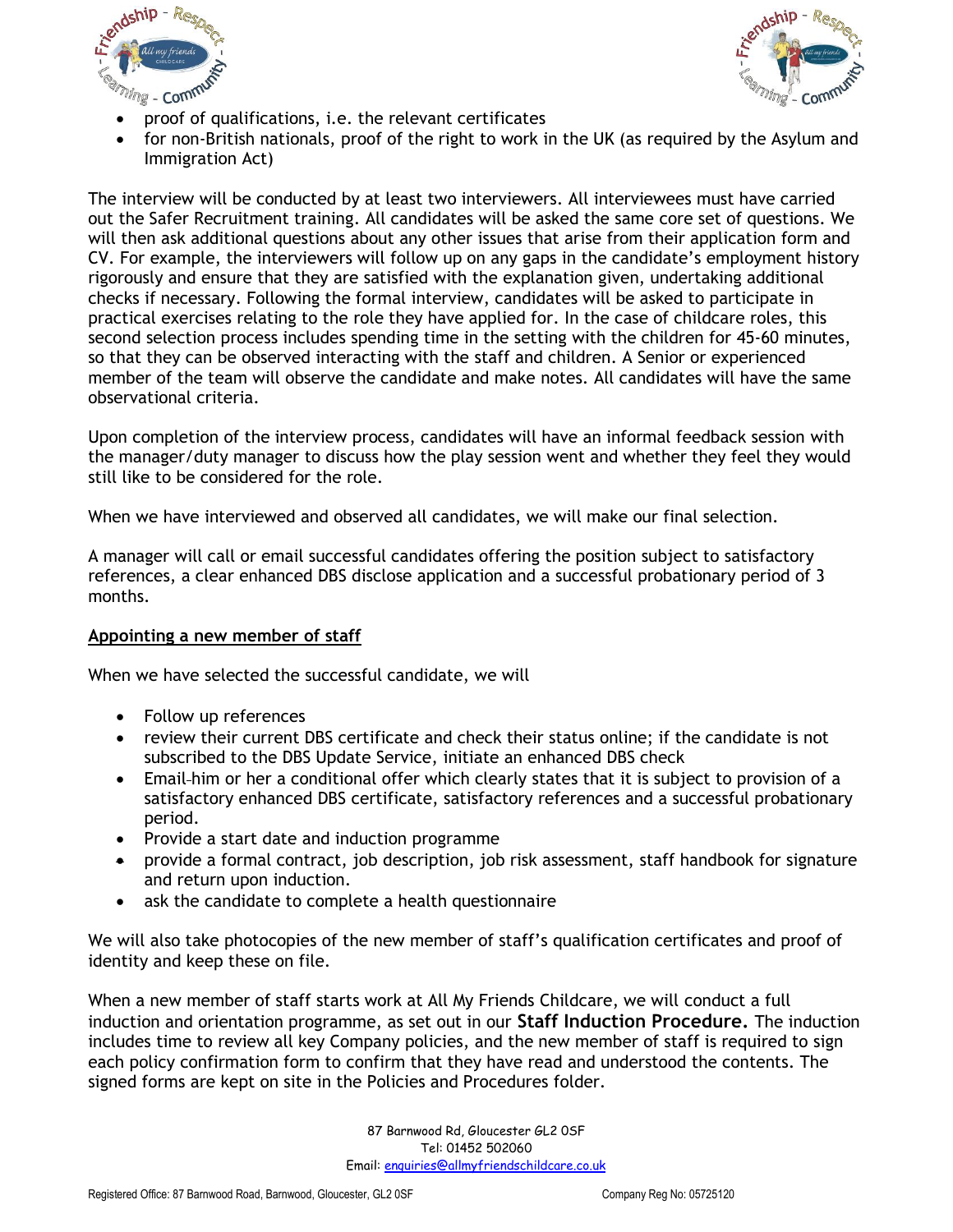- proof of qualifications, i.e. the relevant certificates
- for non-British nationals, proof of the right to work in the UK (as required by the Asylum and Immigration Act)

The interview will be conducted by at least two interviewers. All interviewees must have carried out the Safer Recruitment training. All candidates will be asked the same core set of questions. We will then ask additional questions about any other issues that arise from their application form and CV. For example, the interviewers will follow up on any gaps in the candidate's employment history rigorously and ensure that they are satisfied with the explanation given, undertaking additional checks if necessary. Following the formal interview, candidates will be asked to participate in practical exercises relating to the role they have applied for. In the case of childcare roles, this second selection process includes spending time in the setting with the children for 45-60 minutes, so that they can be observed interacting with the staff and children. A Senior or experienced member of the team will observe the candidate and make notes. All candidates will have the same observational criteria.

Upon completion of the interview process, candidates will have an informal feedback session with the manager/duty manager to discuss how the play session went and whether they feel they would still like to be considered for the role.

When we have interviewed and observed all candidates, we will make our final selection.

A manager will call or email successful candidates offering the position subject to satisfactory references, a clear enhanced DBS disclose application and a successful probationary period of 3 months.

## Appointing a new member of staff

When we have selected the successful candidate, we will

- Follow up references
- review their current DBS certificate and check their status online; if the candidate is not subscribed to the DBS Update Service, initiate an enhanced DBS check
- Email him or her a conditional offer which clearly states that it is subject to provision of a satisfactory enhanced DBS certificate, satisfactory references and a successful probationary period.
- Provide a start date and induction programme
- provide a formal contract, job description, job risk assessment, staff handbook for signature and return upon induction.
- ask the candidate to complete a health questionnaire

We will also take photocopies of the new member of staff's qualification certificates and proof of identity and keep these on file.

When a new member of staff starts work at All My Friends Childcare, we will conduct a full induction and orientation programme, as set out in our **Staff Induction Procedure.** The induction includes time to review all key Company policies, and the new member of staff is required to sign each policy confirmation form to confirm that they have read and understood the contents. The signed forms are kept on site in the Policies and Procedures folder.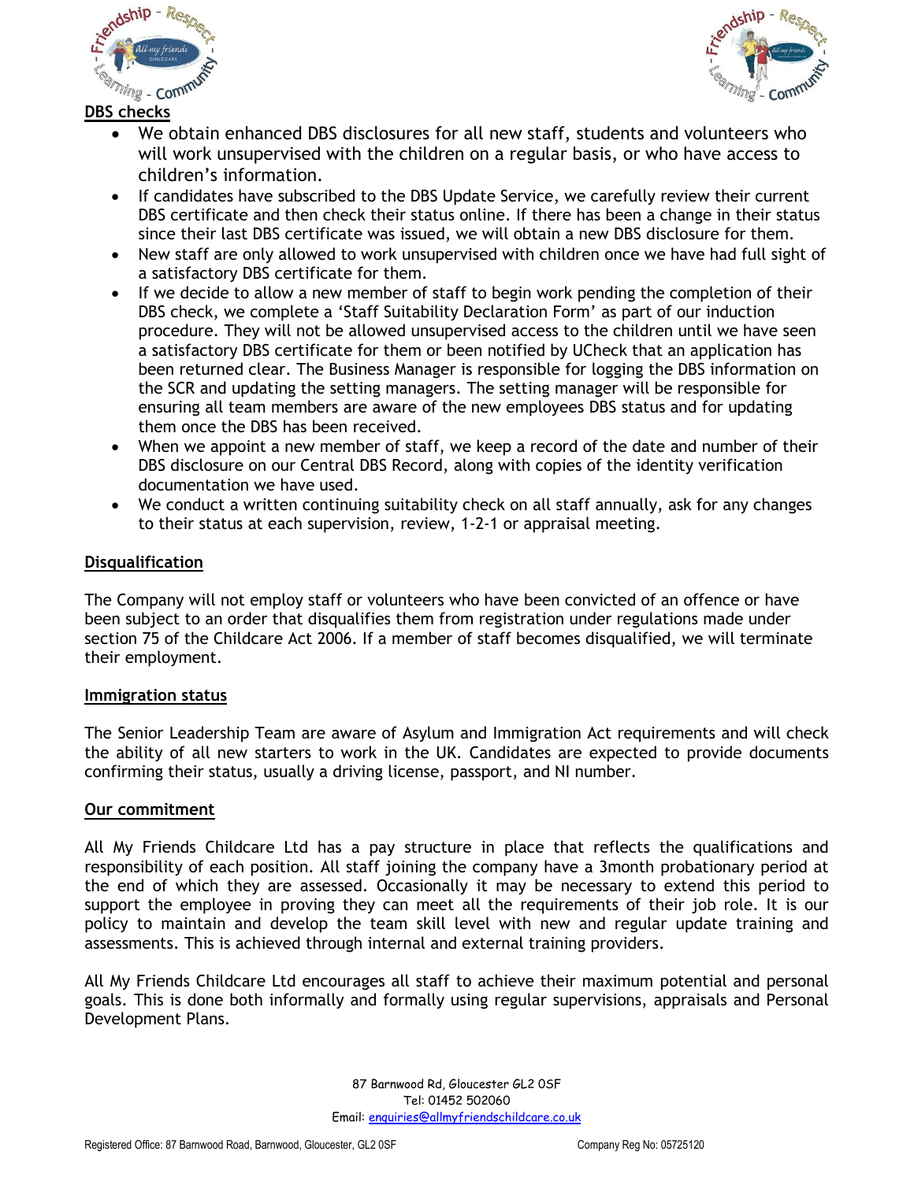## DBS checks

- We obtain enhanced DBS disclosures for all new staff, students and volunteers who will work unsupervised with the children on a regular basis, or who have access to children's information.
- If candidates have subscribed to the DBS Update Service, we carefully review their current DBS certificate and then check their status online. If there has been a change in their status since their last DBS certificate was issued, we will obtain a new DBS disclosure for them.
- New staff are only allowed to work unsupervised with children once we have had full sight of a satisfactory DBS certificate for them.
- If we decide to allow a new member of staff to begin work pending the completion of their DBS check, we complete a 'Staff Suitability Declaration Form' as part of our induction procedure. They will not be allowed unsupervised access to the children until we have seen a satisfactory DBS certificate for them or been notified by UCheck that an application has been returned clear. The Business Manager is responsible for logging the DBS information on the SCR and updating the setting managers. The setting manager will be responsible for ensuring all team members are aware of the new employees DBS status and for updating them once the DBS has been received.
- When we appoint a new member of staff, we keep a record of the date and number of their DBS disclosure on our Central DBS Record, along with copies of the identity verification documentation we have used.
- We conduct a written continuing suitability check on all staff annually, ask for any changes to their status at each supervision, review, 1-2-1 or appraisal meeting.

## Disqualification

The Company will not employ staff or volunteers who have been convicted of an offence or have been subject to an order that disqualifies them from registration under regulations made under section 75 of the Childcare Act 2006. If a member of staff becomes disqualified, we will terminate their employment.

## Immigration status

The Senior Leadership Team are aware of Asylum and Immigration Act requirements and will check the ability of all new starters to work in the UK. Candidates are expected to provide documents confirming their status, usually a driving license, passport, and NI number.

## Our commitment

All My Friends Childcare Ltd has a pay structure in place that reflects the qualifications and responsibility of each position. All staff joining the company have a 3month probationary period at the end of which they are assessed. Occasionally it may be necessary to extend this period to support the employee in proving they can meet all the requirements of their job role. It is our policy to maintain and develop the team skill level with new and regular update training and assessments. This is achieved through internal and external training providers.

All My Friends Childcare Ltd encourages all staff to achieve their maximum potential and personal goals. This is done both informally and formally using regular supervisions, appraisals and Personal Development Plans.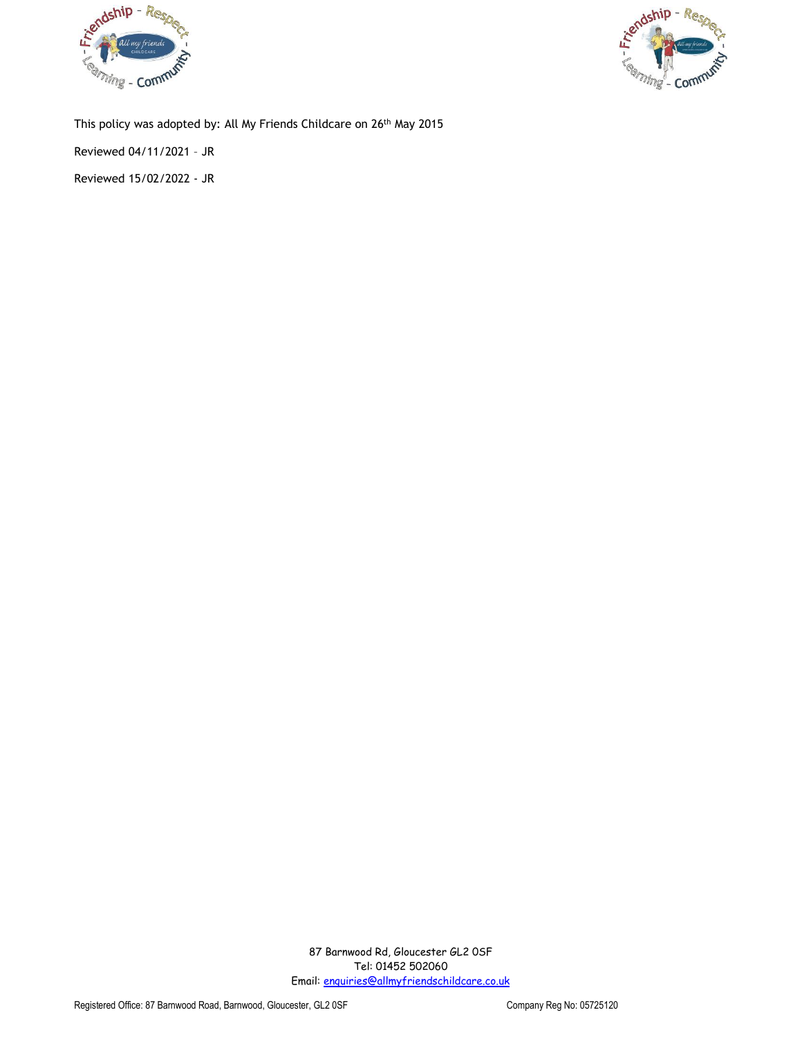This policy was adopted by: All My Friends Childcare on 26th May 2015

Reviewed 04/11/2021 – JR

Reviewed 15/02/2022 - JR